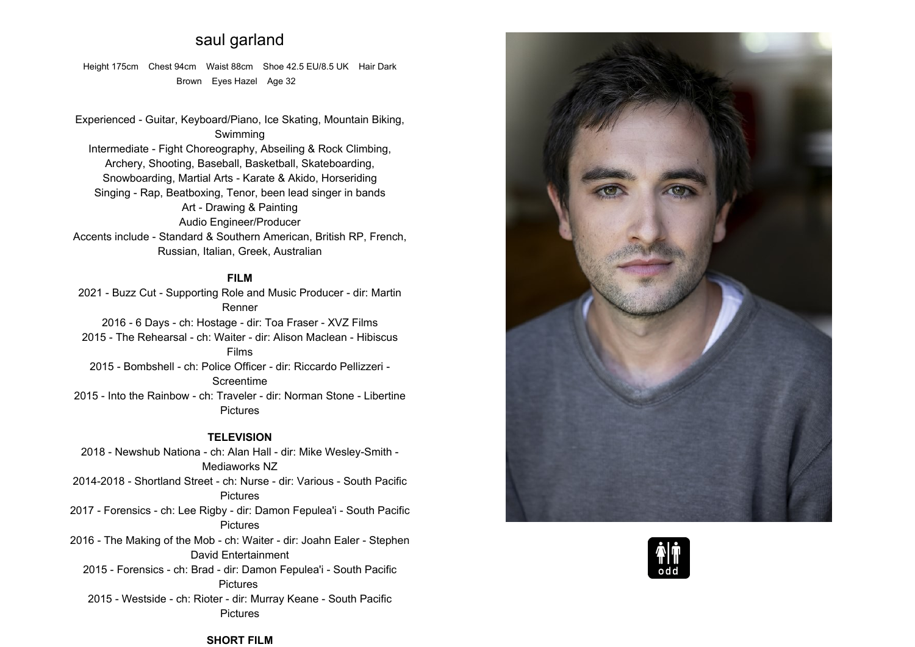# saul garland

Height 175cm Chest 94cm Waist 88cm Shoe 42.5 EU/8.5 UK Hair Dark Brown Eyes Hazel Age 32

Experienced - Guitar, Keyboard/Piano, Ice Skating, Mountain Biking, Swimming
Intermediate - Fight Choreography, Abseiling & Rock Climbing, Archery, Shooting, Baseball, Basketball, Skateboarding, Snowboarding, Martial Arts - Karate & Akido, Horseriding
Singing - Rap, Beatboxing, Tenor, been lead singer in bands
Art - Drawing & Painting
Audio Engineer/Producer
Accents include - Standard & Southern American, British RP, French, Russian, Italian, Greek, Australian

**FILM**

2021 - Buzz Cut - Supporting Role and Music Producer - dir: Martin Renner
2016 - 6 Days - ch: Hostage - dir: Toa Fraser - XVZ Films
2015 - The Rehearsal - ch: Waiter - dir: Alison Maclean - Hibiscus Films
2015 - Bombshell - ch: Police Officer - dir: Riccardo Pellizzeri - Screentime
2015 - Into the Rainbow - ch: Traveler - dir: Norman Stone - Libertine Pictures

**TELEVISION**

2018 - Newshub Nationa - ch: Alan Hall - dir: Mike Wesley-Smith - Mediaworks NZ
2014-2018 - Shortland Street - ch: Nurse - dir: Various - South Pacific Pictures
2017 - Forensics - ch: Lee Rigby - dir: Damon Fepulea'i - South Pacific Pictures
2016 - The Making of the Mob - ch: Waiter - dir: Joahn Ealer - Stephen David Entertainment
2015 - Forensics - ch: Brad - dir: Damon Fepulea'i - South Pacific Pictures
2015 - Westside - ch: Rioter - dir: Murray Keane - South Pacific Pictures

**SHORT FILM**

odd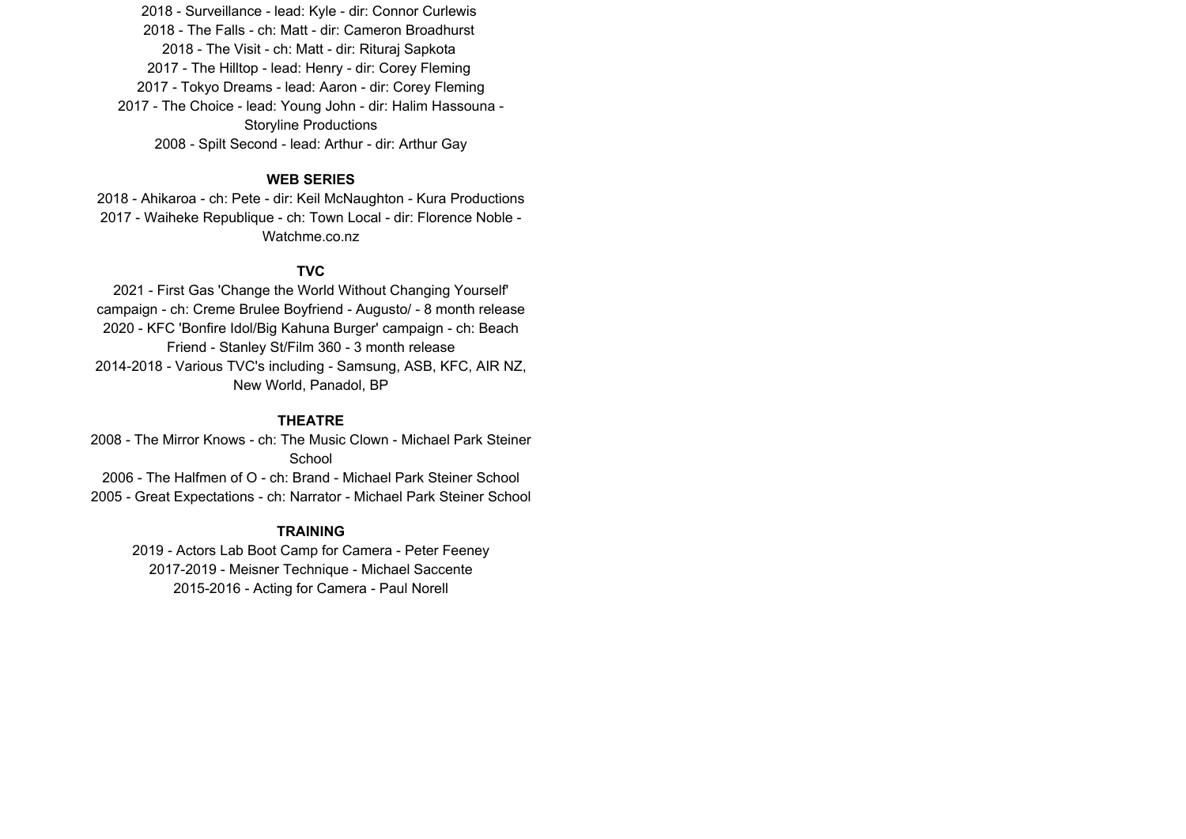2018 - Surveillance - lead: Kyle - dir: Connor Curlewis
2018 - The Falls - ch: Matt - dir: Cameron Broadhurst
2018 - The Visit - ch: Matt - dir: Rituraj Sapkota
2017 - The Hilltop - lead: Henry - dir: Corey Fleming
2017 - Tokyo Dreams - lead: Aaron - dir: Corey Fleming
2017 - The Choice - lead: Young John - dir: Halim Hassouna - Storyline Productions
2008 - Spilt Second - lead: Arthur - dir: Arthur Gay

**WEB SERIES**

2018 - Ahikaroa - ch: Pete - dir: Keil McNaughton - Kura Productions
2017 - Waiheke Republique - ch: Town Local - dir: Florence Noble - Watchme.co.nz

**TVC**

2021 - First Gas 'Change the World Without Changing Yourself' campaign - ch: Creme Brulee Boyfriend - Augusto/ - 8 month release
2020 - KFC 'Bonfire Idol/Big Kahuna Burger' campaign - ch: Beach Friend - Stanley St/Film 360 - 3 month release
2014-2018 - Various TVC's including - Samsung, ASB, KFC, AIR NZ, New World, Panadol, BP

**THEATRE**

2008 - The Mirror Knows - ch: The Music Clown - Michael Park Steiner School
2006 - The Halfmen of O - ch: Brand - Michael Park Steiner School
2005 - Great Expectations - ch: Narrator - Michael Park Steiner School

**TRAINING**

2019 - Actors Lab Boot Camp for Camera - Peter Feeney
2017-2019 - Meisner Technique - Michael Saccente
2015-2016 - Acting for Camera - Paul Norell